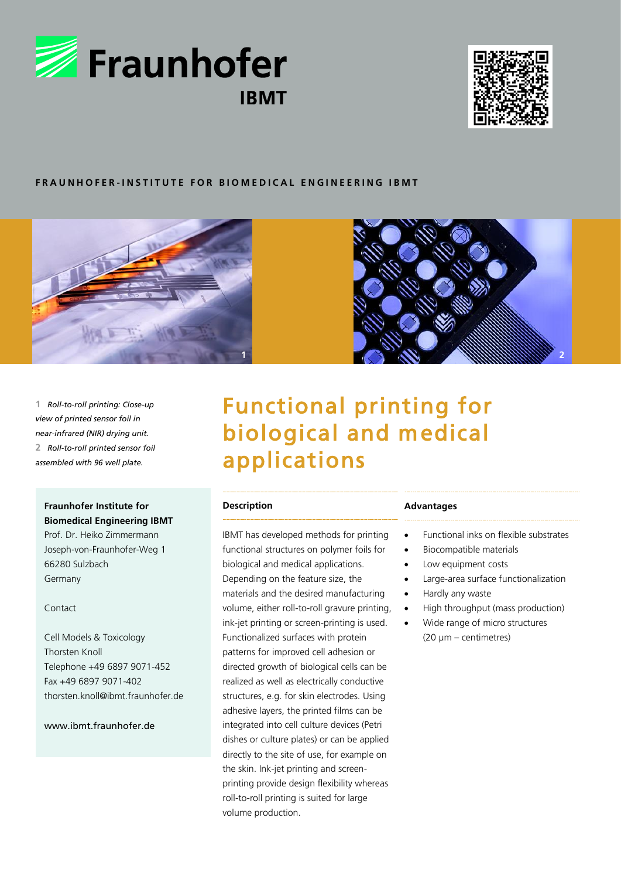Fraunhofer IBMT

**FRAUNHOFER-INSTITUTE FOR BIOMEDICAL ENGINEERING IBMT**

**1** *Roll-to-roll printing: Close-up view of printed sensor foil in near-infrared (NIR) drying unit.*
**2** *Roll-to-roll printed sensor foil assembled with 96 well plate.*

# Functional printing for biological and medical applications

**Fraunhofer Institute for Biomedical Engineering IBMT**
Prof. Dr. Heiko Zimmermann
Joseph-von-Fraunhofer-Weg 1
66280 Sulzbach
Germany

Contact

Cell Models & Toxicology
Thorsten Knoll
Telephone +49 6897 9071-452
Fax +49 6897 9071-402
thorsten.knoll@ibmt.fraunhofer.de

www.ibmt.fraunhofer.de

## Description

IBMT has developed methods for printing functional structures on polymer foils for biological and medical applications. Depending on the feature size, the materials and the desired manufacturing volume, either roll-to-roll gravure printing, ink-jet printing or screen-printing is used. Functionalized surfaces with protein patterns for improved cell adhesion or directed growth of biological cells can be realized as well as electrically conductive structures, e.g. for skin electrodes. Using adhesive layers, the printed films can be integrated into cell culture devices (Petri dishes or culture plates) or can be applied directly to the site of use, for example on the skin. Ink-jet printing and screen-printing provide design flexibility whereas roll-to-roll printing is suited for large volume production.

## Advantages

- Functional inks on flexible substrates
- Biocompatible materials
- Low equipment costs
- Large-area surface functionalization
- Hardly any waste
- High throughput (mass production)
- Wide range of micro structures (20 µm – centimetres)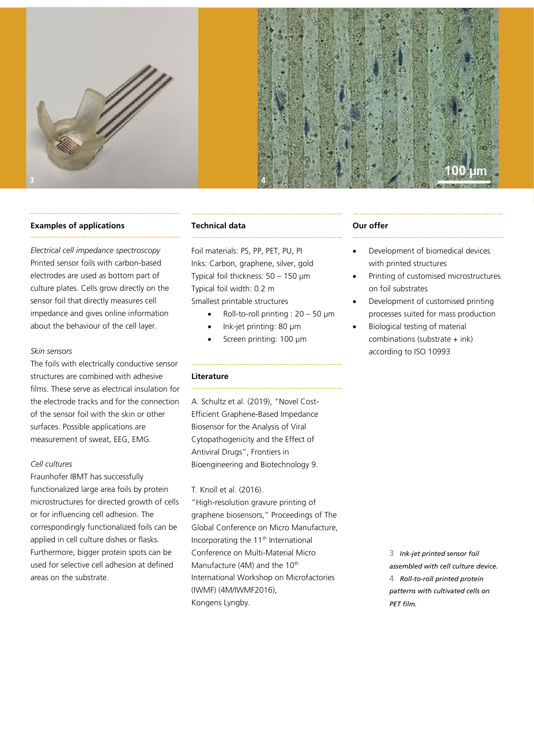## Examples of applications

*Electrical cell impedance spectroscopy*
Printed sensor foils with carbon-based electrodes are used as bottom part of culture plates. Cells grow directly on the sensor foil that directly measures cell impedance and gives online information about the behaviour of the cell layer.

*Skin sensors*
The foils with electrically conductive sensor structures are combined with adhesive films. These serve as electrical insulation for the electrode tracks and for the connection of the sensor foil with the skin or other surfaces. Possible applications are measurement of sweat, EEG, EMG.

*Cell cultures*
Fraunhofer IBMT has successfully functionalized large area foils by protein microstructures for directed growth of cells or for influencing cell adhesion. The correspondingly functionalized foils can be applied in cell culture dishes or flasks. Furthermore, bigger protein spots can be used for selective cell adhesion at defined areas on the substrate.

## Technical data

Foil materials: PS, PP, PET, PU, PI
Inks: Carbon, graphene, silver, gold
Typical foil thickness: 50 – 150 µm
Typical foil width: 0.2 m
Smallest printable structures

- Roll-to-roll printing : 20 – 50 µm
- Ink-jet printing: 80 µm
- Screen printing: 100 µm

## Literature

A. Schultz et al. (2019), "Novel Cost-Efficient Graphene-Based Impedance Biosensor for the Analysis of Viral Cytopathogenicity and the Effect of Antiviral Drugs", Frontiers in Bioengineering and Biotechnology 9.

T. Knoll et al. (2016). "High-resolution gravure printing of graphene biosensors," Proceedings of The Global Conference on Micro Manufacture, Incorporating the 11th International Conference on Multi-Material Micro Manufacture (4M) and the 10th International Workshop on Microfactories (IWMF) (4M/IWMF2016), Kongens Lyngby.

## Our offer

- Development of biomedical devices with printed structures
- Printing of customised microstructures on foil substrates
- Development of customised printing processes suited for mass production
- Biological testing of material combinations (substrate + ink) according to ISO 10993

**3** *Ink-jet printed sensor foil assembled with cell culture device.*
**4** *Roll-to-roll printed protein patterns with cultivated cells on PET film.*